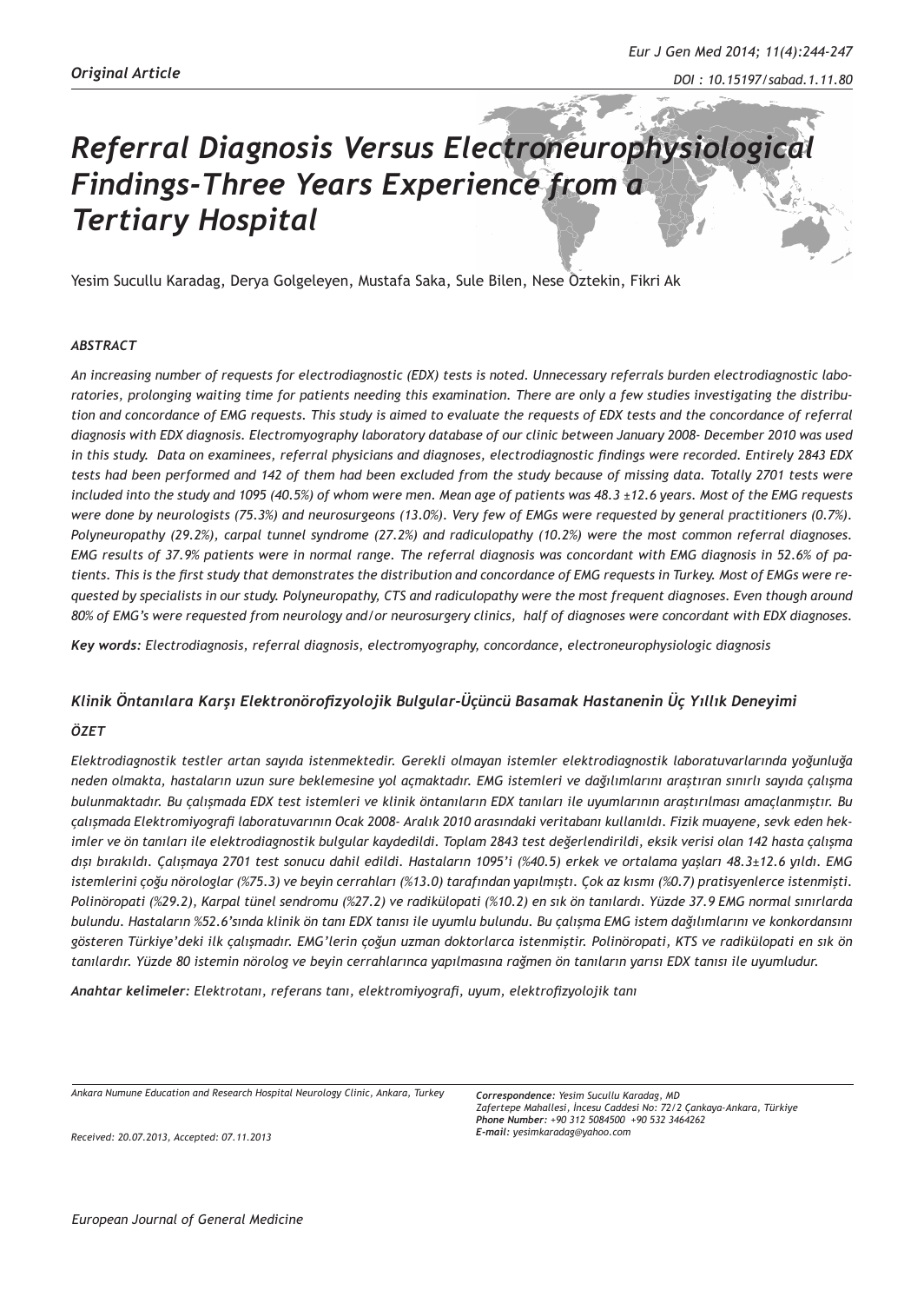*Original Article*

# *Referral Diagnosis Versus Electroneurophysiological Findings-Three Years Experience from a Tertiary Hospital*

Yesim Sucullu Karadag, Derya Golgeleyen, Mustafa Saka, Sule Bilen, Nese Oztekin, Fikri Ak

### *ABSTRACT*

*An increasing number of requests for electrodiagnostic (EDX) tests is noted. Unnecessary referrals burden electrodiagnostic laboratories, prolonging waiting time for patients needing this examination. There are only a few studies investigating the distribution and concordance of EMG requests. This study is aimed to evaluate the requests of EDX tests and the concordance of referral diagnosis with EDX diagnosis. Electromyography laboratory database of our clinic between January 2008- December 2010 was used in this study. Data on examinees, referral physicians and diagnoses, electrodiagnostic findings were recorded. Entirely 2843 EDX tests had been performed and 142 of them had been excluded from the study because of missing data. Totally 2701 tests were included into the study and 1095 (40.5%) of whom were men. Mean age of patients was 48.3 ±12.6 years. Most of the EMG requests were done by neurologists (75.3%) and neurosurgeons (13.0%). Very few of EMGs were requested by general practitioners (0.7%). Polyneuropathy (29.2%), carpal tunnel syndrome (27.2%) and radiculopathy (10.2%) were the most common referral diagnoses. EMG results of 37.9% patients were in normal range. The referral diagnosis was concordant with EMG diagnosis in 52.6% of patients. This is the first study that demonstrates the distribution and concordance of EMG requests in Turkey. Most of EMGs were requested by specialists in our study. Polyneuropathy, CTS and radiculopathy were the most frequent diagnoses. Even though around 80% of EMG's were requested from neurology and/or neurosurgery clinics, half of diagnoses were concordant with EDX diagnoses.*

***Key words:*** *Electrodiagnosis, referral diagnosis, electromyography, concordance, electroneurophysiologic diagnosis*

### *Klinik Öntanılara Karşı Elektronörofizyolojik Bulgular-Üçüncü Basamak Hastanenin Üç Yıllık Deneyimi*

### *ÖZET*

*Elektrodiagnostik testler artan sayıda istenmektedir. Gerekli olmayan istemler elektrodiagnostik laboratuvarlarında yoğunluğa neden olmakta, hastaların uzun sure beklemesine yol açmaktadır. EMG istemleri ve dağılımlarını araştıran sınırlı sayıda çalışma bulunmaktadır. Bu çalışmada EDX test istemleri ve klinik öntanıların EDX tanıları ile uyumlarının araştırılması amaçlanmıştır. Bu çalışmada Elektromiyografi laboratuvarının Ocak 2008- Aralık 2010 arasındaki veritabanı kullanıldı. Fizik muayene, sevk eden hekimler ve ön tanıları ile elektrodiagnostik bulgular kaydedildi. Toplam 2843 test değerlendirildi, eksik verisi olan 142 hasta çalışma dışı bırakıldı. Çalışmaya 2701 test sonucu dahil edildi. Hastaların 1095'i (%40.5) erkek ve ortalama yaşları 48.3±12.6 yıldı. EMG istemlerini çoğu nörologlar (%75.3) ve beyin cerrahları (%13.0) tarafından yapılmıştı. Çok az kısmı (%0.7) pratisyenlerce istenmişti. Polinöropati (%29.2), Karpal tünel sendromu (%27.2) ve radikülopati (%10.2) en sık ön tanılardı. Yüzde 37.9 EMG normal sınırlarda bulundu. Hastaların %52.6'sında klinik ön tanı EDX tanısı ile uyumlu bulundu. Bu çalışma EMG istem dağılımlarını ve konkordansını gösteren Türkiye'deki ilk çalışmadır. EMG'lerin çoğun uzman doktorlarca istenmiştir. Polinöropati, KTS ve radikülopati en sık ön tanılardır. Yüzde 80 istemin nörolog ve beyin cerrahlarınca yapılmasına rağmen ön tanıların yarısı EDX tanısı ile uyumludur.*

***Anahtar kelimeler:*** *Elektrotanı, referans tanı, elektromiyografi, uyum, elektrofizyolojik tanı*

*Ankara Numune Education and Research Hospital Neurology Clinic, Ankara, Turkey*

*Received: 20.07.2013, Accepted: 07.11.2013*

***Correspondence:*** *Yesim Sucullu Karadag, MD*
*Zafertepe Mahallesi, İncesu Caddesi No: 72/2 Çankaya-Ankara, Türkiye*
***Phone Number:*** *+90 312 5084500 +90 532 3464262*
***E-mail:*** *yesimkaradag@yahoo.com*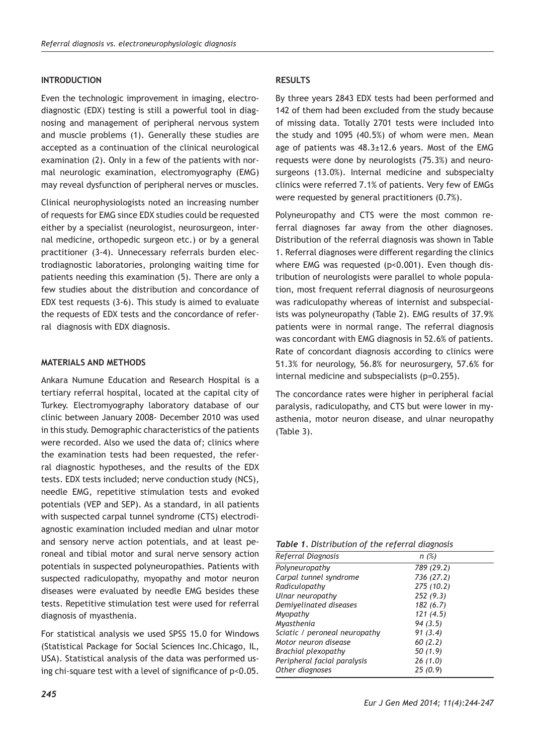## INTRODUCTION

Even the technologic improvement in imaging, electrodiagnostic (EDX) testing is still a powerful tool in diagnosing and management of peripheral nervous system and muscle problems (1). Generally these studies are accepted as a continuation of the clinical neurological examination (2). Only in a few of the patients with normal neurologic examination, electromyography (EMG) may reveal dysfunction of peripheral nerves or muscles.

Clinical neurophysiologists noted an increasing number of requests for EMG since EDX studies could be requested either by a specialist (neurologist, neurosurgeon, internal medicine, orthopedic surgeon etc.) or by a general practitioner (3-4). Unnecessary referrals burden electrodiagnostic laboratories, prolonging waiting time for patients needing this examination (5). There are only a few studies about the distribution and concordance of EDX test requests (3-6). This study is aimed to evaluate the requests of EDX tests and the concordance of referral diagnosis with EDX diagnosis.

## MATERIALS AND METHODS

Ankara Numune Education and Research Hospital is a tertiary referral hospital, located at the capital city of Turkey. Electromyography laboratory database of our clinic between January 2008- December 2010 was used in this study. Demographic characteristics of the patients were recorded. Also we used the data of; clinics where the examination tests had been requested, the referral diagnostic hypotheses, and the results of the EDX tests. EDX tests included; nerve conduction study (NCS), needle EMG, repetitive stimulation tests and evoked potentials (VEP and SEP). As a standard, in all patients with suspected carpal tunnel syndrome (CTS) electrodiagnostic examination included median and ulnar motor and sensory nerve action potentials, and at least peroneal and tibial motor and sural nerve sensory action potentials in suspected polyneuropathies. Patients with suspected radiculopathy, myopathy and motor neuron diseases were evaluated by needle EMG besides these tests. Repetitive stimulation test were used for referral diagnosis of myasthenia.

For statistical analysis we used SPSS 15.0 for Windows (Statistical Package for Social Sciences Inc.Chicago, IL, USA). Statistical analysis of the data was performed using chi-square test with a level of significance of $p<0.05$.

## RESULTS

By three years 2843 EDX tests had been performed and 142 of them had been excluded from the study because of missing data. Totally 2701 tests were included into the study and 1095 (40.5%) of whom were men. Mean age of patients was 48.3±12.6 years. Most of the EMG requests were done by neurologists (75.3%) and neurosurgeons (13.0%). Internal medicine and subspecialty clinics were referred 7.1% of patients. Very few of EMGs were requested by general practitioners (0.7%).

Polyneuropathy and CTS were the most common referral diagnoses far away from the other diagnoses. Distribution of the referral diagnosis was shown in Table 1. Referral diagnoses were different regarding the clinics where EMG was requested ($p<0.001$). Even though distribution of neurologists were parallel to whole population, most frequent referral diagnosis of neurosurgeons was radiculopathy whereas of internist and subspecialists was polyneuropathy (Table 2). EMG results of 37.9% patients were in normal range. The referral diagnosis was concordant with EMG diagnosis in 52.6% of patients. Rate of concordant diagnosis according to clinics were 51.3% for neurology, 56.8% for neurosurgery, 57.6% for internal medicine and subspecialists ($p=0.255$).

The concordance rates were higher in peripheral facial paralysis, radiculopathy, and CTS but were lower in myasthenia, motor neuron disease, and ulnar neuropathy (Table 3).

***Table 1.*** *Distribution of the referral diagnosis*

| Referral Diagnosis | n (%) |
|---|---|
| Polyneuropathy | 789 (29.2) |
| Carpal tunnel syndrome | 736 (27.2) |
| Radiculopathy | 275 (10.2) |
| Ulnar neuropathy | 252 (9.3) |
| Demiyelinated diseases | 182 (6.7) |
| Myopathy | 121 (4.5) |
| Myasthenia | 94 (3.5) |
| Sciatic / peroneal neuropathy | 91 (3.4) |
| Motor neuron disease | 60 (2.2) |
| Brachial plexopathy | 50 (1.9) |
| Peripheral facial paralysis | 26 (1.0) |
| Other diagnoses | 25 (0.9) |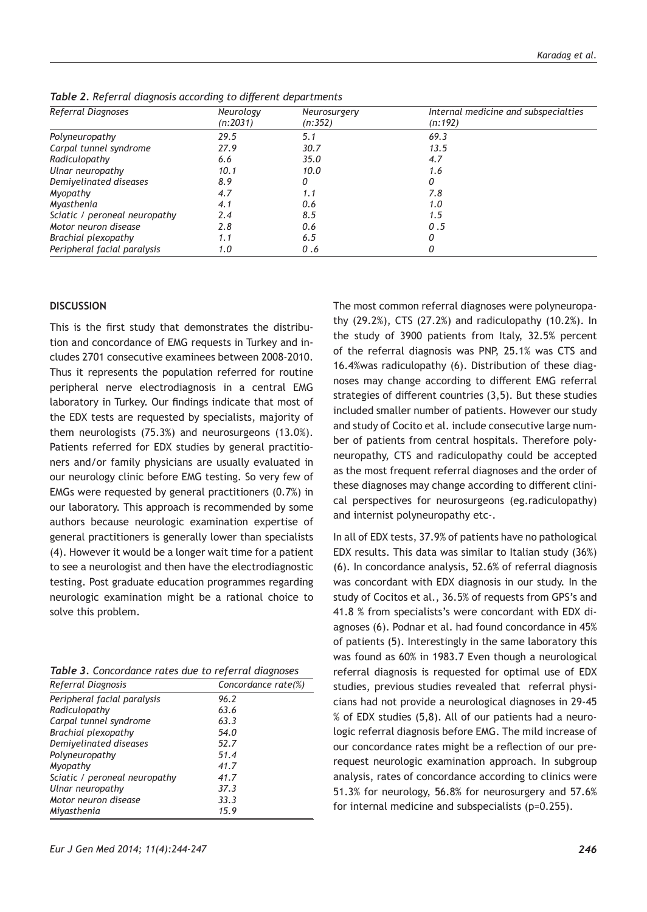*Table 2. Referral diagnosis according to different departments*

| Referral Diagnoses | Neurology (n:2031) | Neurosurgery (n:352) | Internal medicine and subspecialties (n:192) |
|---|---|---|---|
| Polyneuropathy | 29.5 | 5.1 | 69.3 |
| Carpal tunnel syndrome | 27.9 | 30.7 | 13.5 |
| Radiculopathy | 6.6 | 35.0 | 4.7 |
| Ulnar neuropathy | 10.1 | 10.0 | 1.6 |
| Demiyelinated diseases | 8.9 | 0 | 0 |
| Myopathy | 4.7 | 1.1 | 7.8 |
| Myasthenia | 4.1 | 0.6 | 1.0 |
| Sciatic / peroneal neuropathy | 2.4 | 8.5 | 1.5 |
| Motor neuron disease | 2.8 | 0.6 | 0 .5 |
| Brachial plexopathy | 1.1 | 6.5 | 0 |
| Peripheral facial paralysis | 1.0 | 0 .6 | 0 |

## DISCUSSION

This is the first study that demonstrates the distribution and concordance of EMG requests in Turkey and includes 2701 consecutive examinees between 2008-2010. Thus it represents the population referred for routine peripheral nerve electrodiagnosis in a central EMG laboratory in Turkey. Our findings indicate that most of the EDX tests are requested by specialists, majority of them neurologists (75.3%) and neurosurgeons (13.0%). Patients referred for EDX studies by general practitioners and/or family physicians are usually evaluated in our neurology clinic before EMG testing. So very few of EMGs were requested by general practitioners (0.7%) in our laboratory. This approach is recommended by some authors because neurologic examination expertise of general practitioners is generally lower than specialists (4). However it would be a longer wait time for a patient to see a neurologist and then have the electrodiagnostic testing. Post graduate education programmes regarding neurologic examination might be a rational choice to solve this problem.

*Table 3. Concordance rates due to referral diagnoses*

| Referral Diagnosis | Concordance rate(%) |
|---|---|
| Peripheral facial paralysis | 96.2 |
| Radiculopathy | 63.6 |
| Carpal tunnel syndrome | 63.3 |
| Brachial plexopathy | 54.0 |
| Demiyelinated diseases | 52.7 |
| Polyneuropathy | 51.4 |
| Myopathy | 41.7 |
| Sciatic / peroneal neuropathy | 41.7 |
| Ulnar neuropathy | 37.3 |
| Motor neuron disease | 33.3 |
| Miyasthenia | 15.9 |

The most common referral diagnoses were polyneuropathy (29.2%), CTS (27.2%) and radiculopathy (10.2%). In the study of 3900 patients from Italy, 32.5% percent of the referral diagnosis was PNP, 25.1% was CTS and 16.4%was radiculopathy (6). Distribution of these diagnoses may change according to different EMG referral strategies of different countries (3,5). But these studies included smaller number of patients. However our study and study of Cocito et al. include consecutive large number of patients from central hospitals. Therefore polyneuropathy, CTS and radiculopathy could be accepted as the most frequent referral diagnoses and the order of these diagnoses may change according to different clinical perspectives for neurosurgeons (eg.radiculopathy) and internist polyneuropathy etc-.

In all of EDX tests, 37.9% of patients have no pathological EDX results. This data was similar to Italian study (36%) (6). In concordance analysis, 52.6% of referral diagnosis was concordant with EDX diagnosis in our study. In the study of Cocitos et al., 36.5% of requests from GPS's and 41.8 % from specialists's were concordant with EDX diagnoses (6). Podnar et al. had found concordance in 45% of patients (5). Interestingly in the same laboratory this was found as 60% in 1983.7 Even though a neurological referral diagnosis is requested for optimal use of EDX studies, previous studies revealed that referral physicians had not provide a neurological diagnoses in 29-45 % of EDX studies (5,8). All of our patients had a neurologic referral diagnosis before EMG. The mild increase of our concordance rates might be a reflection of our pre-request neurologic examination approach. In subgroup analysis, rates of concordance according to clinics were 51.3% for neurology, 56.8% for neurosurgery and 57.6% for internal medicine and subspecialists (p=0.255).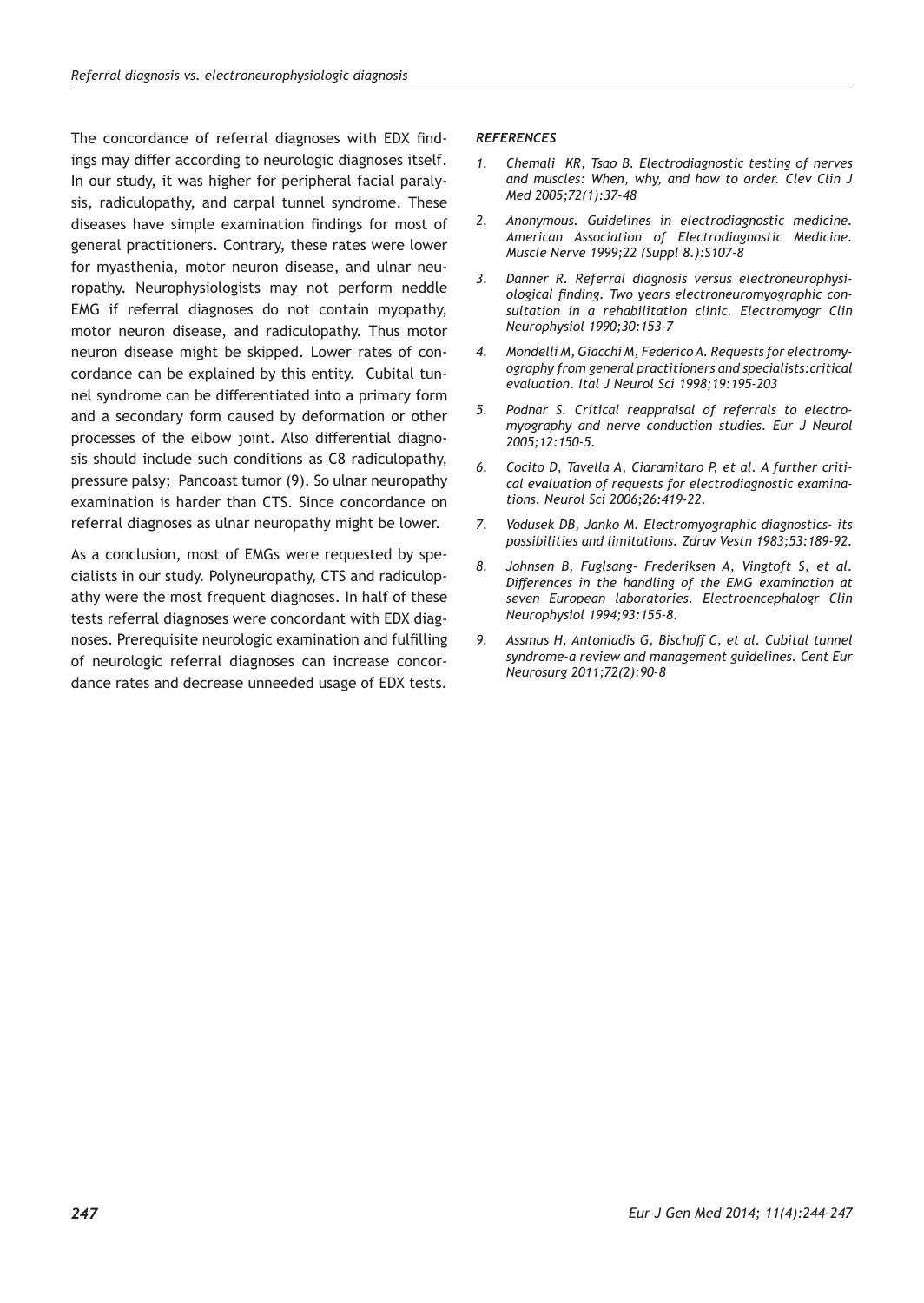The concordance of referral diagnoses with EDX findings may differ according to neurologic diagnoses itself. In our study, it was higher for peripheral facial paralysis, radiculopathy, and carpal tunnel syndrome. These diseases have simple examination findings for most of general practitioners. Contrary, these rates were lower for myasthenia, motor neuron disease, and ulnar neuropathy. Neurophysiologists may not perform neddle EMG if referral diagnoses do not contain myopathy, motor neuron disease, and radiculopathy. Thus motor neuron disease might be skipped. Lower rates of concordance can be explained by this entity. Cubital tunnel syndrome can be differentiated into a primary form and a secondary form caused by deformation or other processes of the elbow joint. Also differential diagnosis should include such conditions as C8 radiculopathy, pressure palsy; Pancoast tumor (9). So ulnar neuropathy examination is harder than CTS. Since concordance on referral diagnoses as ulnar neuropathy might be lower.

As a conclusion, most of EMGs were requested by specialists in our study. Polyneuropathy, CTS and radiculopathy were the most frequent diagnoses. In half of these tests referral diagnoses were concordant with EDX diagnoses. Prerequisite neurologic examination and fulfilling of neurologic referral diagnoses can increase concordance rates and decrease unneeded usage of EDX tests.

### *REFERENCES*

1. *Chemali KR, Tsao B. Electrodiagnostic testing of nerves and muscles: When, why, and how to order. Clev Clin J Med 2005;72(1):37-48*
2. *Anonymous. Guidelines in electrodiagnostic medicine. American Association of Electrodiagnostic Medicine. Muscle Nerve 1999;22 (Suppl 8.):S107-8*
3. *Danner R. Referral diagnosis versus electroneurophysiological finding. Two years electroneuromyographic consultation in a rehabilitation clinic. Electromyogr Clin Neurophysiol 1990;30:153-7*
4. *Mondelli M, Giacchi M, Federico A. Requests for electromyography from general practitioners and specialists:critical evaluation. Ital J Neurol Sci 1998;19:195-203*
5. *Podnar S. Critical reappraisal of referrals to electromyography and nerve conduction studies. Eur J Neurol 2005;12:150-5.*
6. *Cocito D, Tavella A, Ciaramitaro P, et al. A further critical evaluation of requests for electrodiagnostic examinations. Neurol Sci 2006;26:419-22.*
7. *Vodusek DB, Janko M. Electromyographic diagnostics- its possibilities and limitations. Zdrav Vestn 1983;53:189-92.*
8. *Johnsen B, Fuglsang- Frederiksen A, Vingtoft S, et al. Differences in the handling of the EMG examination at seven European laboratories. Electroencephalogr Clin Neurophysiol 1994;93:155-8.*
9. *Assmus H, Antoniadis G, Bischoff C, et al. Cubital tunnel syndrome-a review and management guidelines. Cent Eur Neurosurg 2011;72(2):90-8*